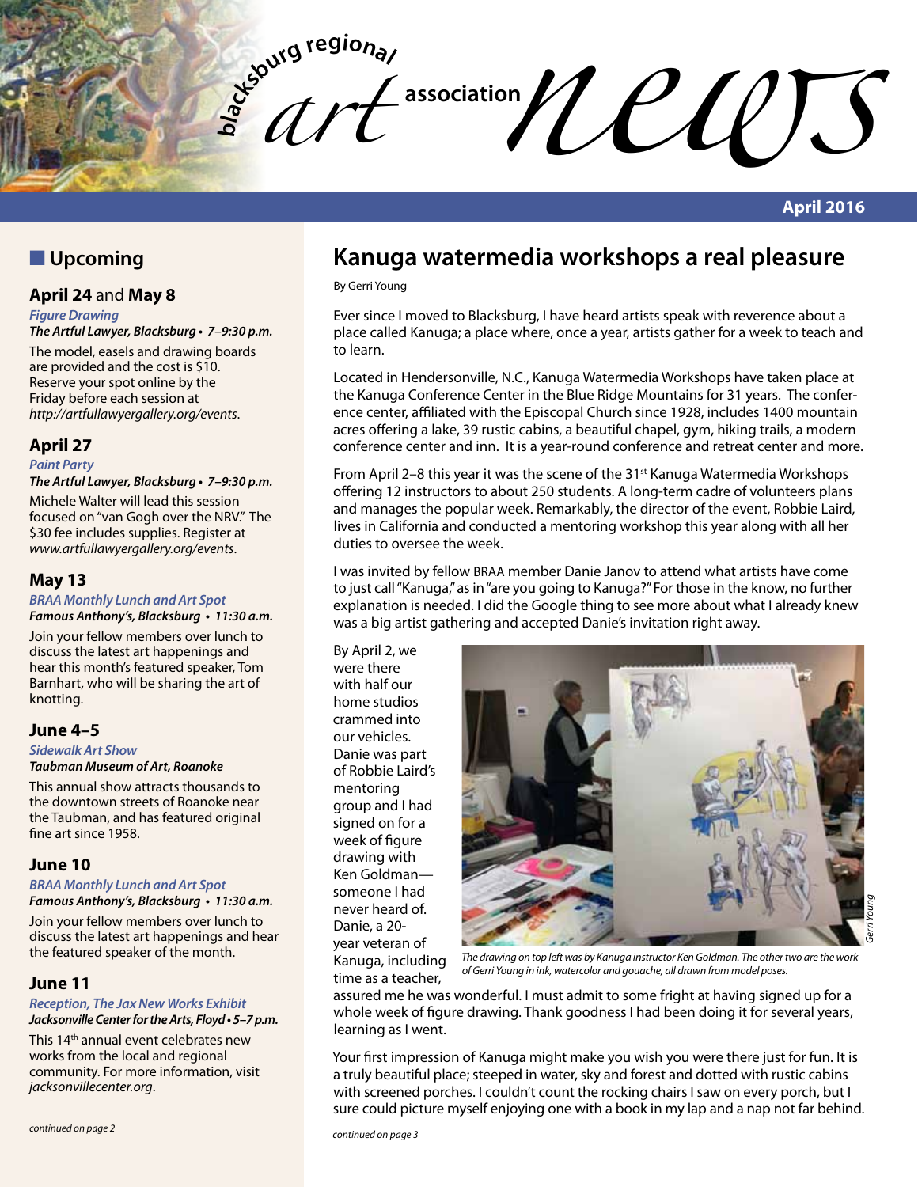# blacksburg regional art association news

April 2016

## Upcoming

### April 24 and May 8

*Figure Drawing*

***The Artful Lawyer, Blacksburg • 7–9:30 p.m.***

The model, easels and drawing boards are provided and the cost is $10. Reserve your spot online by the Friday before each session at *http://artfullawyergallery.org/events*.

### April 27

*Paint Party*

***The Artful Lawyer, Blacksburg • 7–9:30 p.m.***

Michele Walter will lead this session focused on "van Gogh over the NRV." The $30 fee includes supplies. Register at *www.artfullawyergallery.org/events*.

### May 13

*BRAA Monthly Lunch and Art Spot*

***Famous Anthony's, Blacksburg • 11:30 a.m.***

Join your fellow members over lunch to discuss the latest art happenings and hear this month's featured speaker, Tom Barnhart, who will be sharing the art of knotting.

### June 4–5

*Sidewalk Art Show*

***Taubman Museum of Art, Roanoke***

This annual show attracts thousands to the downtown streets of Roanoke near the Taubman, and has featured original fine art since 1958.

### June 10

*BRAA Monthly Lunch and Art Spot*

***Famous Anthony's, Blacksburg • 11:30 a.m.***

Join your fellow members over lunch to discuss the latest art happenings and hear the featured speaker of the month.

### June 11

*Reception, The Jax New Works Exhibit*

***Jacksonville Center for the Arts, Floyd • 5–7 p.m.***

This 14th annual event celebrates new works from the local and regional community. For more information, visit *jacksonvillecenter.org*.

*continued on page 2*

## Kanuga watermedia workshops a real pleasure

By Gerri Young

Ever since I moved to Blacksburg, I have heard artists speak with reverence about a place called Kanuga; a place where, once a year, artists gather for a week to teach and to learn.

Located in Hendersonville, N.C., Kanuga Watermedia Workshops have taken place at the Kanuga Conference Center in the Blue Ridge Mountains for 31 years. The conference center, affiliated with the Episcopal Church since 1928, includes 1400 mountain acres offering a lake, 39 rustic cabins, a beautiful chapel, gym, hiking trails, a modern conference center and inn. It is a year-round conference and retreat center and more.

From April 2–8 this year it was the scene of the 31st Kanuga Watermedia Workshops offering 12 instructors to about 250 students. A long-term cadre of volunteers plans and manages the popular week. Remarkably, the director of the event, Robbie Laird, lives in California and conducted a mentoring workshop this year along with all her duties to oversee the week.

I was invited by fellow BRAA member Danie Janov to attend what artists have come to just call "Kanuga," as in "are you going to Kanuga?" For those in the know, no further explanation is needed. I did the Google thing to see more about what I already knew was a big artist gathering and accepted Danie's invitation right away.

By April 2, we were there with half our home studios crammed into our vehicles. Danie was part of Robbie Laird's mentoring group and I had signed on for a week of figure drawing with Ken Goldman—someone I had never heard of. Danie, a 20-year veteran of Kanuga, including time as a teacher, assured me he was wonderful. I must admit to some fright at having signed up for a whole week of figure drawing. Thank goodness I had been doing it for several years, learning as I went.

*The drawing on top left was by Kanuga instructor Ken Goldman. The other two are the work of Gerri Young in ink, watercolor and gouache, all drawn from model poses.*

Your first impression of Kanuga might make you wish you were there just for fun. It is a truly beautiful place; steeped in water, sky and forest and dotted with rustic cabins with screened porches. I couldn't count the rocking chairs I saw on every porch, but I sure could picture myself enjoying one with a book in my lap and a nap not far behind.

*continued on page 3*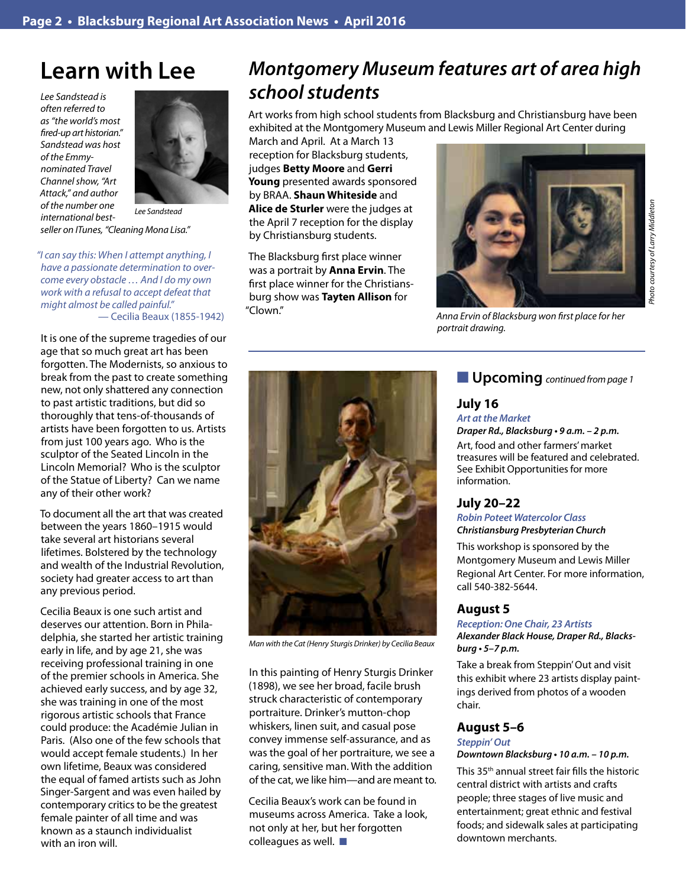# Learn with Lee

*Lee Sandstead is often referred to as "the world's most fired-up art historian." Sandstead was host of the Emmy-nominated Travel Channel show, "Art Attack," and author of the number one international best-seller on iTunes, "Cleaning Mona Lisa."*

*Lee Sandstead*

*"I can say this: When I attempt anything, I have a passionate determination to overcome every obstacle … And I do my own work with a refusal to accept defeat that might almost be called painful."*
— Cecilia Beaux (1855-1942)

It is one of the supreme tragedies of our age that so much great art has been forgotten. The Modernists, so anxious to break from the past to create something new, not only shattered any connection to past artistic traditions, but did so thoroughly that tens-of-thousands of artists have been forgotten to us. Artists from just 100 years ago. Who is the sculptor of the Seated Lincoln in the Lincoln Memorial? Who is the sculptor of the Statue of Liberty? Can we name any of their other work?

To document all the art that was created between the years 1860–1915 would take several art historians several lifetimes. Bolstered by the technology and wealth of the Industrial Revolution, society had greater access to art than any previous period.

Cecilia Beaux is one such artist and deserves our attention. Born in Philadelphia, she started her artistic training early in life, and by age 21, she was receiving professional training in one of the premier schools in America. She achieved early success, and by age 32, she was training in one of the most rigorous artistic schools that France could produce: the Académie Julian in Paris. (Also one of the few schools that would accept female students.) In her own lifetime, Beaux was considered the equal of famed artists such as John Singer-Sargent and was even hailed by contemporary critics to be the greatest female painter of all time and was known as a staunch individualist with an iron will.

*Man with the Cat (Henry Sturgis Drinker) by Cecilia Beaux*

In this painting of Henry Sturgis Drinker (1898), we see her broad, facile brush struck characteristic of contemporary portraiture. Drinker's mutton-chop whiskers, linen suit, and casual pose convey immense self-assurance, and as was the goal of her portraiture, we see a caring, sensitive man. With the addition of the cat, we like him—and are meant to.

Cecilia Beaux's work can be found in museums across America. Take a look, not only at her, but her forgotten colleagues as well. ■

# *Montgomery Museum features art of area high school students*

Art works from high school students from Blacksburg and Christiansburg have been exhibited at the Montgomery Museum and Lewis Miller Regional Art Center during March and April. At a March 13 reception for Blacksburg students, judges **Betty Moore** and **Gerri Young** presented awards sponsored by BRAA. **Shaun Whiteside** and **Alice de Sturler** were the judges at the April 7 reception for the display by Christiansburg students.

The Blacksburg first place winner was a portrait by **Anna Ervin**. The first place winner for the Christiansburg show was **Tayten Allison** for "Clown."

*Anna Ervin of Blacksburg won first place for her portrait drawing.*

*Photo courtesy of Larry Middleton*

## ■ Upcoming *continued from page 1*

### July 16

*Art at the Market*

***Draper Rd., Blacksburg • 9 a.m. – 2 p.m.***

Art, food and other farmers' market treasures will be featured and celebrated. See Exhibit Opportunities for more information.

### July 20–22

*Robin Poteet Watercolor Class*

***Christiansburg Presbyterian Church***

This workshop is sponsored by the Montgomery Museum and Lewis Miller Regional Art Center. For more information, call 540-382-5644.

### August 5

*Reception: One Chair, 23 Artists*

***Alexander Black House, Draper Rd., Blacksburg • 5–7 p.m.***

Take a break from Steppin' Out and visit this exhibit where 23 artists display paintings derived from photos of a wooden chair.

### August 5–6

*Steppin' Out*

***Downtown Blacksburg • 10 a.m. – 10 p.m.***

This 35th annual street fair fills the historic central district with artists and crafts people; three stages of live music and entertainment; great ethnic and festival foods; and sidewalk sales at participating downtown merchants.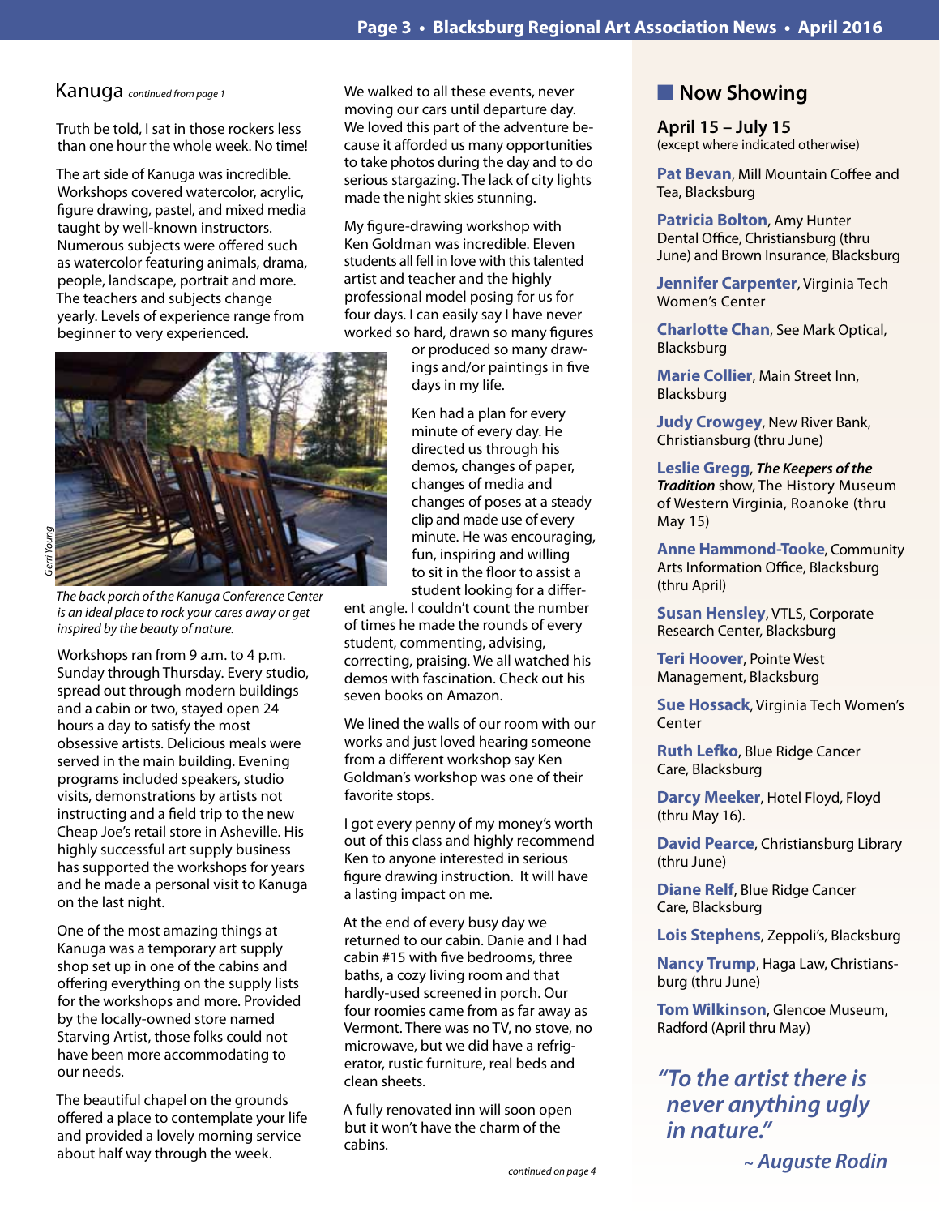## Kanuga *continued from page 1*

Truth be told, I sat in those rockers less than one hour the whole week. No time!

The art side of Kanuga was incredible. Workshops covered watercolor, acrylic, figure drawing, pastel, and mixed media taught by well-known instructors. Numerous subjects were offered such as watercolor featuring animals, drama, people, landscape, portrait and more. The teachers and subjects change yearly. Levels of experience range from beginner to very experienced.

*Gerri Young*

*The back porch of the Kanuga Conference Center is an ideal place to rock your cares away or get inspired by the beauty of nature.*

Workshops ran from 9 a.m. to 4 p.m. Sunday through Thursday. Every studio, spread out through modern buildings and a cabin or two, stayed open 24 hours a day to satisfy the most obsessive artists. Delicious meals were served in the main building. Evening programs included speakers, studio visits, demonstrations by artists not instructing and a field trip to the new Cheap Joe's retail store in Asheville. His highly successful art supply business has supported the workshops for years and he made a personal visit to Kanuga on the last night.

One of the most amazing things at Kanuga was a temporary art supply shop set up in one of the cabins and offering everything on the supply lists for the workshops and more. Provided by the locally-owned store named Starving Artist, those folks could not have been more accommodating to our needs.

The beautiful chapel on the grounds offered a place to contemplate your life and provided a lovely morning service about half way through the week.

We walked to all these events, never moving our cars until departure day. We loved this part of the adventure because it afforded us many opportunities to take photos during the day and to do serious stargazing. The lack of city lights made the night skies stunning.

My figure-drawing workshop with Ken Goldman was incredible. Eleven students all fell in love with this talented artist and teacher and the highly professional model posing for us for four days. I can easily say I have never worked so hard, drawn so many figures or produced so many drawings and/or paintings in five days in my life.

Ken had a plan for every minute of every day. He directed us through his demos, changes of paper, changes of media and changes of poses at a steady clip and made use of every minute. He was encouraging, fun, inspiring and willing to sit in the floor to assist a student looking for a different angle. I couldn't count the number of times he made the rounds of every student, commenting, advising, correcting, praising. We all watched his demos with fascination. Check out his seven books on Amazon.

We lined the walls of our room with our works and just loved hearing someone from a different workshop say Ken Goldman's workshop was one of their favorite stops.

I got every penny of my money's worth out of this class and highly recommend Ken to anyone interested in serious figure drawing instruction. It will have a lasting impact on me.

At the end of every busy day we returned to our cabin. Danie and I had cabin #15 with five bedrooms, three baths, a cozy living room and that hardly-used screened in porch. Our four roomies came from as far away as Vermont. There was no TV, no stove, no microwave, but we did have a refrigerator, rustic furniture, real beds and clean sheets.

A fully renovated inn will soon open but it won't have the charm of the cabins.

*continued on page 4*

## Now Showing

**April 15 – July 15**
(except where indicated otherwise)

**Pat Bevan**, Mill Mountain Coffee and Tea, Blacksburg

**Patricia Bolton**, Amy Hunter Dental Office, Christiansburg (thru June) and Brown Insurance, Blacksburg

**Jennifer Carpenter**, Virginia Tech Women's Center

**Charlotte Chan**, See Mark Optical, Blacksburg

**Marie Collier**, Main Street Inn, Blacksburg

**Judy Crowgey**, New River Bank, Christiansburg (thru June)

**Leslie Gregg**, ***The Keepers of the Tradition*** show, The History Museum of Western Virginia, Roanoke (thru May 15)

**Anne Hammond-Tooke**, Community Arts Information Office, Blacksburg (thru April)

**Susan Hensley**, VTLS, Corporate Research Center, Blacksburg

**Teri Hoover**, Pointe West Management, Blacksburg

**Sue Hossack**, Virginia Tech Women's Center

**Ruth Lefko**, Blue Ridge Cancer Care, Blacksburg

**Darcy Meeker**, Hotel Floyd, Floyd (thru May 16).

**David Pearce**, Christiansburg Library (thru June)

**Diane Relf**, Blue Ridge Cancer Care, Blacksburg

**Lois Stephens**, Zeppoli's, Blacksburg

**Nancy Trump**, Haga Law, Christiansburg (thru June)

**Tom Wilkinson**, Glencoe Museum, Radford (April thru May)

***"To the artist there is never anything ugly in nature."***

***~ Auguste Rodin***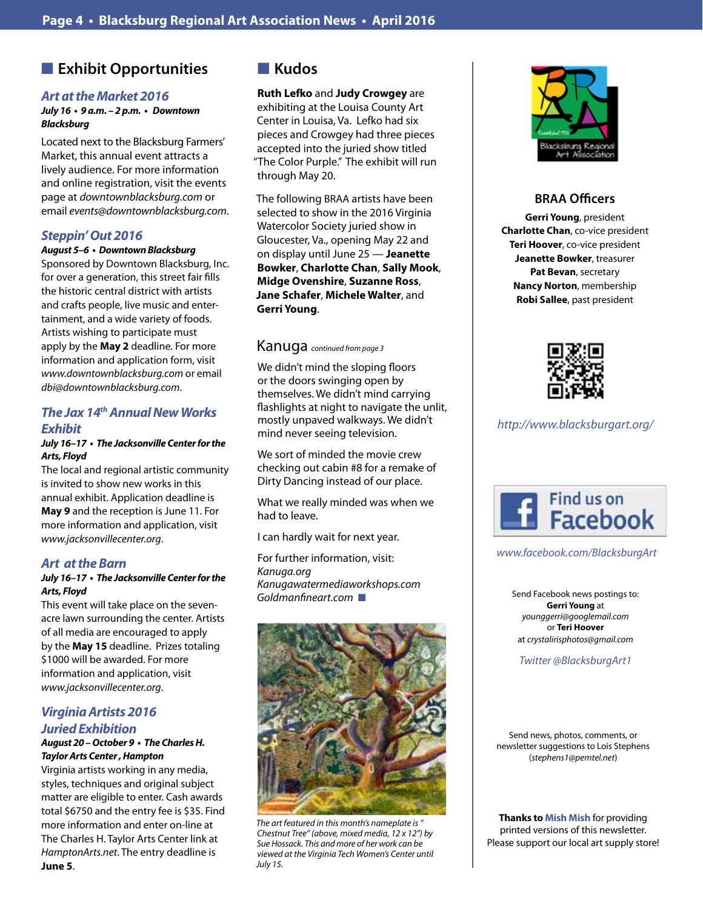## Exhibit Opportunities

### *Art at the Market 2016*

***July 16 • 9 a.m. – 2 p.m. • Downtown Blacksburg***

Located next to the Blacksburg Farmers' Market, this annual event attracts a lively audience. For more information and online registration, visit the events page at *downtownblacksburg.com* or email *events@downtownblacksburg.com*.

### *Steppin' Out 2016*

***August 5–6 • Downtown Blacksburg***

Sponsored by Downtown Blacksburg, Inc. for over a generation, this street fair fills the historic central district with artists and crafts people, live music and entertainment, and a wide variety of foods. Artists wishing to participate must apply by the **May 2** deadline. For more information and application form, visit *www.downtownblacksburg.com* or email *dbi@downtownblacksburg.com*.

### *The Jax 14th Annual New Works Exhibit*

***July 16–17 • The Jacksonville Center for the Arts, Floyd***

The local and regional artistic community is invited to show new works in this annual exhibit. Application deadline is **May 9** and the reception is June 11. For more information and application, visit *www.jacksonvillecenter.org*.

### *Art at the Barn*

***July 16–17 • The Jacksonville Center for the Arts, Floyd***

This event will take place on the seven-acre lawn surrounding the center. Artists of all media are encouraged to apply by the **May 15** deadline. Prizes totaling $1000 will be awarded. For more information and application, visit *www.jacksonvillecenter.org*.

### *Virginia Artists 2016 Juried Exhibition*

***August 20 – October 9 • The Charles H. Taylor Arts Center , Hampton***

Virginia artists working in any media, styles, techniques and original subject matter are eligible to enter. Cash awards total $6750 and the entry fee is $35. Find more information and enter on-line at The Charles H. Taylor Arts Center link at *HamptonArts.net*. The entry deadline is **June 5**.

## Kudos

**Ruth Lefko** and **Judy Crowgey** are exhibiting at the Louisa County Art Center in Louisa, Va. Lefko had six pieces and Crowgey had three pieces accepted into the juried show titled "The Color Purple." The exhibit will run through May 20.

The following BRAA artists have been selected to show in the 2016 Virginia Watercolor Society juried show in Gloucester, Va., opening May 22 and on display until June 25 — **Jeanette Bowker**, **Charlotte Chan**, **Sally Mook**, **Midge Ovenshire**, **Suzanne Ross**, **Jane Schafer**, **Michele Walter**, and **Gerri Young**.

## Kanuga *continued from page 3*

We didn't mind the sloping floors or the doors swinging open by themselves. We didn't mind carrying flashlights at night to navigate the unlit, mostly unpaved walkways. We didn't mind never seeing television.

We sort of minded the movie crew checking out cabin #8 for a remake of Dirty Dancing instead of our place.

What we really minded was when we had to leave.

I can hardly wait for next year.

For further information, visit:
*Kanuga.org*
*Kanugawatermediaworkshops.com*
*Goldmanfineart.com* ■

*The art featured in this month's nameplate is " Chestnut Tree" (above, mixed media, 12 x 12") by Sue Hossack. This and more of her work can be viewed at the Virginia Tech Women's Center until July 15.*

Blacksburg Regional Art Association

## BRAA Officers

**Gerri Young**, president
**Charlotte Chan**, co-vice president
**Teri Hoover**, co-vice president
**Jeanette Bowker**, treasurer
**Pat Bevan**, secretary
**Nancy Norton**, membership
**Robi Sallee**, past president

*http://www.blacksburgart.org/*

Find us on Facebook

*www.facebook.com/BlacksburgArt*

Send Facebook news postings to:
**Gerri Young** at
*younggerri@googlemail.com*
or **Teri Hoover**
at *crystalirisphotos@gmail.com*

*Twitter @BlacksburgArt1*

Send news, photos, comments, or newsletter suggestions to Lois Stephens (*stephens1@pemtel.net*)

**Thanks to Mish Mish** for providing printed versions of this newsletter. Please support our local art supply store!